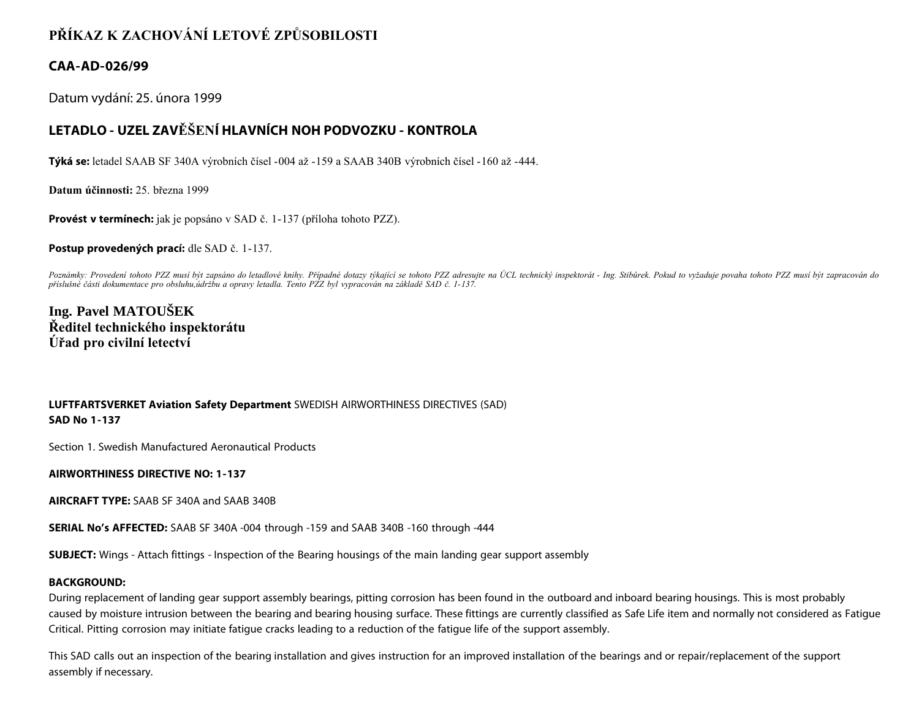# PŘÍKAZ K ZACHOVÁNÍ LETOVÉ ZPŮSOBILOSTI

## CAA-AD-026/99

Datum vydání: 25. února 1999

## LETADLO - UZEL ZAVĚŠENÍ HLAVNÍCH NOH PODVOZKU - KONTROLA

**Týká se:** letadel SAAB SF 340A výrobních čísel -004 až -159 a SAAB 340B výrobních čísel -160 až -444.

**Datum účinnosti:** 25. března 1999

**Provést v termínech:** jak je popsáno v SAD č. 1-137 (příloha tohoto PZZ).

**Postup provedených prací:** dle SAD č. 1-137.

*Poznámky: Provedení tohoto PZZ musí být zapsáno do letadlové knihy. Případné dotazy týkající se tohoto PZZ adresujte na ÚCL technický inspektorát - Ing. Stibůrek. Pokud to vyžaduje povaha tohoto PZZ musí být zapracován do příslušné části dokumentace pro obsluhu,údržbu a opravy letadla. Tento PZZ byl vypracován na základě SAD č. 1-137.*

**Ing. Pavel MATOUŠEK**
**Ředitel technického inspektorátu**
**Úřad pro civilní letectví**

**LUFTFARTSVERKET Aviation Safety Department** SWEDISH AIRWORTHINESS DIRECTIVES (SAD)
**SAD No 1-137**

Section 1. Swedish Manufactured Aeronautical Products

**AIRWORTHINESS DIRECTIVE NO: 1-137**

**AIRCRAFT TYPE:** SAAB SF 340A and SAAB 340B

**SERIAL No's AFFECTED:** SAAB SF 340A -004 through -159 and SAAB 340B -160 through -444

**SUBJECT:** Wings - Attach fittings - Inspection of the Bearing housings of the main landing gear support assembly

**BACKGROUND:**
During replacement of landing gear support assembly bearings, pitting corrosion has been found in the outboard and inboard bearing housings. This is most probably caused by moisture intrusion between the bearing and bearing housing surface. These fittings are currently classified as Safe Life item and normally not considered as Fatigue Critical. Pitting corrosion may initiate fatigue cracks leading to a reduction of the fatigue life of the support assembly.

This SAD calls out an inspection of the bearing installation and gives instruction for an improved installation of the bearings and or repair/replacement of the support assembly if necessary.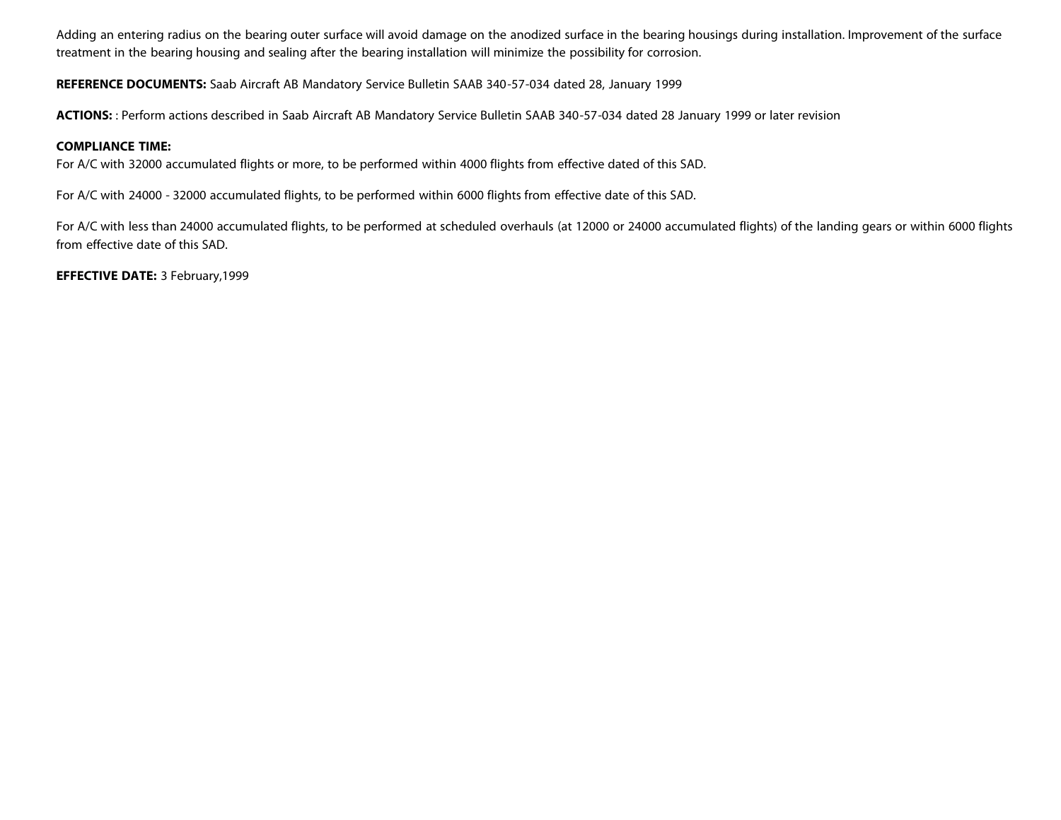Adding an entering radius on the bearing outer surface will avoid damage on the anodized surface in the bearing housings during installation. Improvement of the surface treatment in the bearing housing and sealing after the bearing installation will minimize the possibility for corrosion.

**REFERENCE DOCUMENTS:** Saab Aircraft AB Mandatory Service Bulletin SAAB 340-57-034 dated 28, January 1999

**ACTIONS:** : Perform actions described in Saab Aircraft AB Mandatory Service Bulletin SAAB 340-57-034 dated 28 January 1999 or later revision

**COMPLIANCE TIME:**
For A/C with 32000 accumulated flights or more, to be performed within 4000 flights from effective dated of this SAD.

For A/C with 24000 - 32000 accumulated flights, to be performed within 6000 flights from effective date of this SAD.

For A/C with less than 24000 accumulated flights, to be performed at scheduled overhauls (at 12000 or 24000 accumulated flights) of the landing gears or within 6000 flights from effective date of this SAD.

**EFFECTIVE DATE:** 3 February,1999